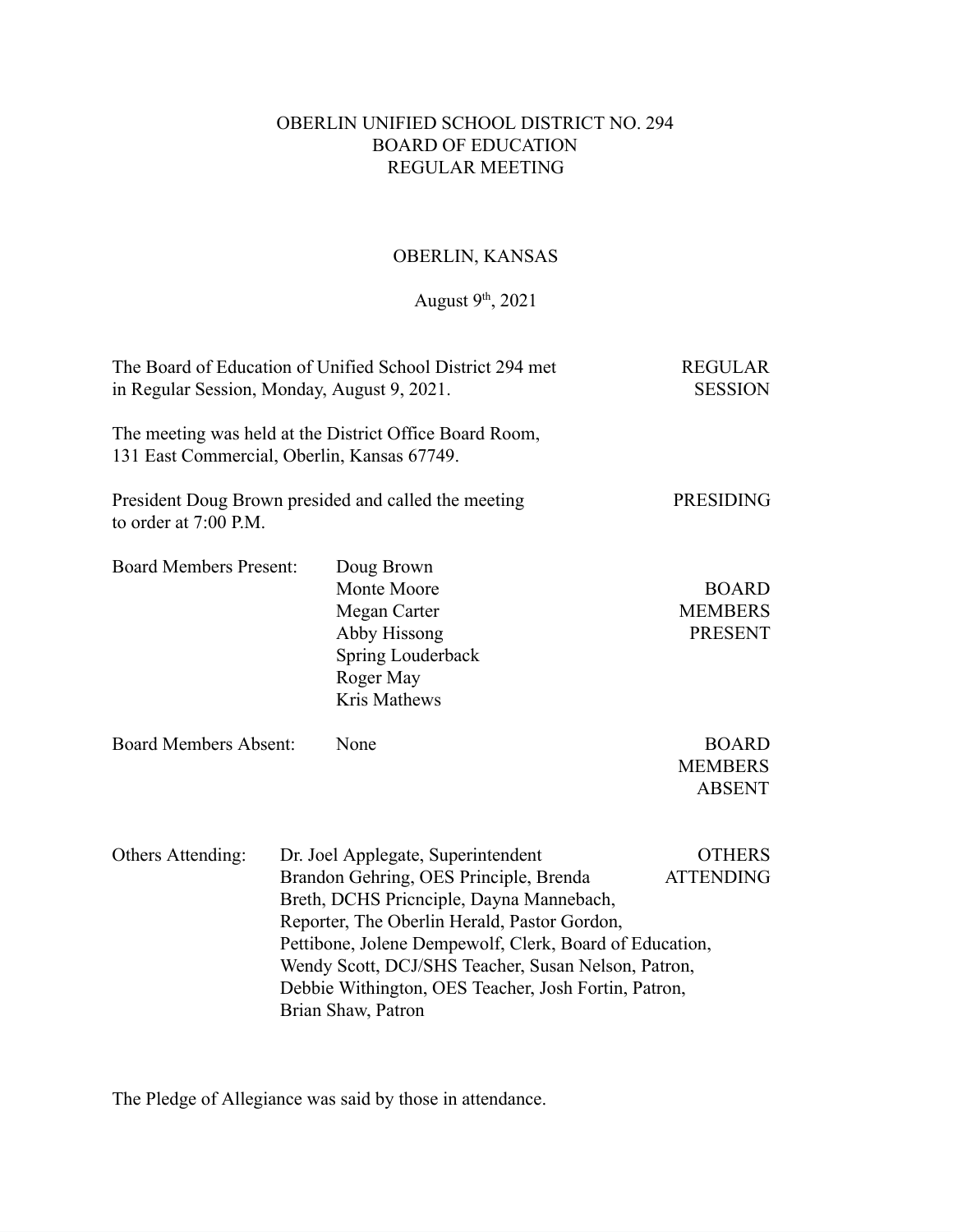# OBERLIN UNIFIED SCHOOL DISTRICT NO. 294
## BOARD OF EDUCATION
## REGULAR MEETING

OBERLIN, KANSAS

August 9th, 2021

**REGULAR SESSION**

The Board of Education of Unified School District 294 met in Regular Session, Monday, August 9, 2021.

The meeting was held at the District Office Board Room, 131 East Commercial, Oberlin, Kansas 67749.

**PRESIDING**

President Doug Brown presided and called the meeting to order at 7:00 P.M.

**BOARD MEMBERS PRESENT**

Board Members Present:
- Doug Brown
- Monte Moore
- Megan Carter
- Abby Hissong
- Spring Louderback
- Roger May
- Kris Mathews

**BOARD MEMBERS ABSENT**

Board Members Absent: None

**OTHERS ATTENDING**

Others Attending: Dr. Joel Applegate, Superintendent Brandon Gehring, OES Principle, Brenda Breth, DCHS Pricnciple, Dayna Mannebach, Reporter, The Oberlin Herald, Pastor Gordon, Pettibone, Jolene Dempewolf, Clerk, Board of Education, Wendy Scott, DCJ/SHS Teacher, Susan Nelson, Patron, Debbie Withington, OES Teacher, Josh Fortin, Patron, Brian Shaw, Patron

The Pledge of Allegiance was said by those in attendance.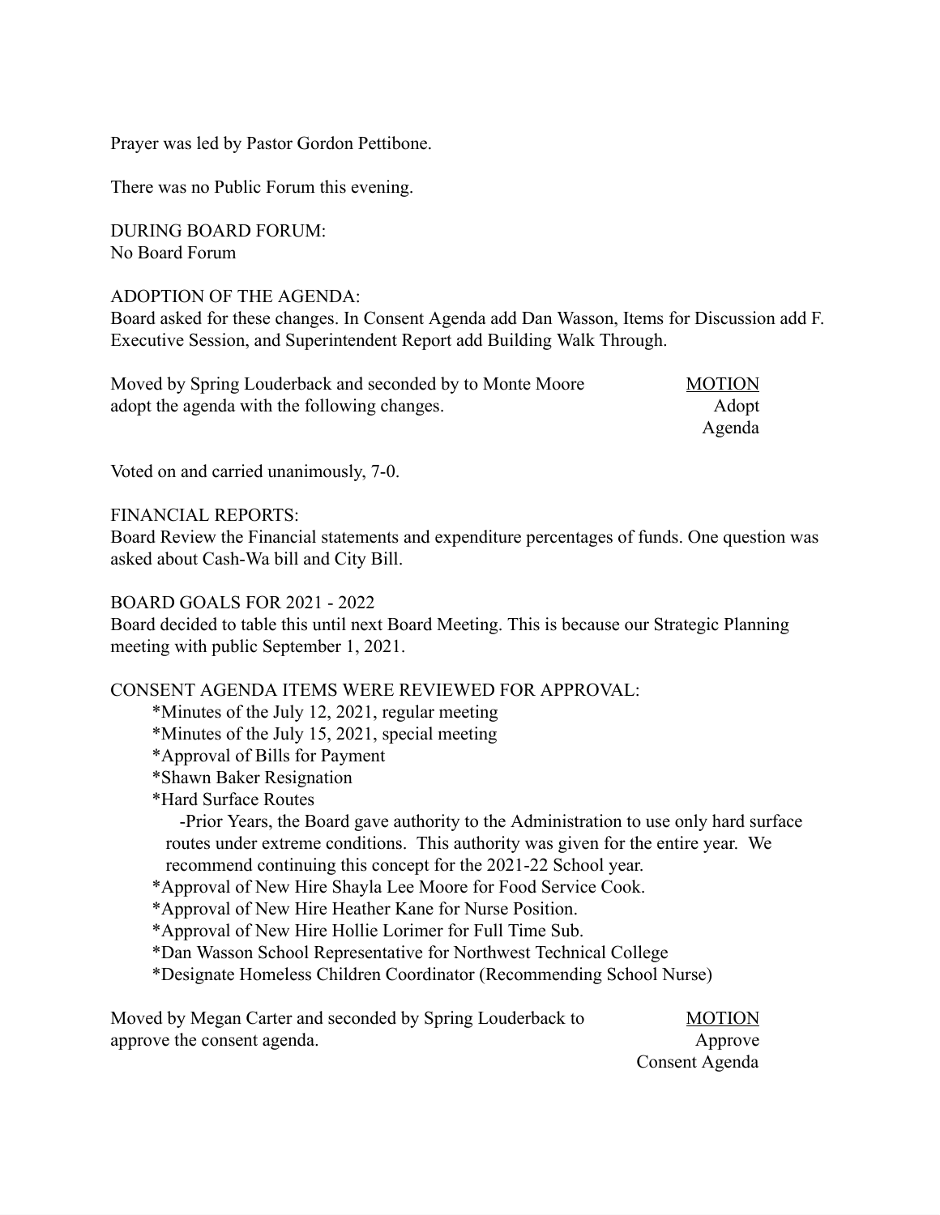Prayer was led by Pastor Gordon Pettibone.

There was no Public Forum this evening.

DURING BOARD FORUM:
No Board Forum

ADOPTION OF THE AGENDA:
Board asked for these changes. In Consent Agenda add Dan Wasson, Items for Discussion add F. Executive Session, and Superintendent Report add Building Walk Through.

Moved by Spring Louderback and seconded by to Monte Moore adopt the agenda with the following changes.

MOTION
Adopt
Agenda

Voted on and carried unanimously, 7-0.

FINANCIAL REPORTS:
Board Review the Financial statements and expenditure percentages of funds. One question was asked about Cash-Wa bill and City Bill.

BOARD GOALS FOR 2021 - 2022
Board decided to table this until next Board Meeting. This is because our Strategic Planning meeting with public September 1, 2021.

CONSENT AGENDA ITEMS WERE REVIEWED FOR APPROVAL:

*Minutes of the July 12, 2021, regular meeting
*Minutes of the July 15, 2021, special meeting
*Approval of Bills for Payment
*Shawn Baker Resignation
*Hard Surface Routes
  -Prior Years, the Board gave authority to the Administration to use only hard surface routes under extreme conditions. This authority was given for the entire year. We recommend continuing this concept for the 2021-22 School year.
*Approval of New Hire Shayla Lee Moore for Food Service Cook.
*Approval of New Hire Heather Kane for Nurse Position.
*Approval of New Hire Hollie Lorimer for Full Time Sub.
*Dan Wasson School Representative for Northwest Technical College
*Designate Homeless Children Coordinator (Recommending School Nurse)

Moved by Megan Carter and seconded by Spring Louderback to approve the consent agenda.

MOTION
Approve
Consent Agenda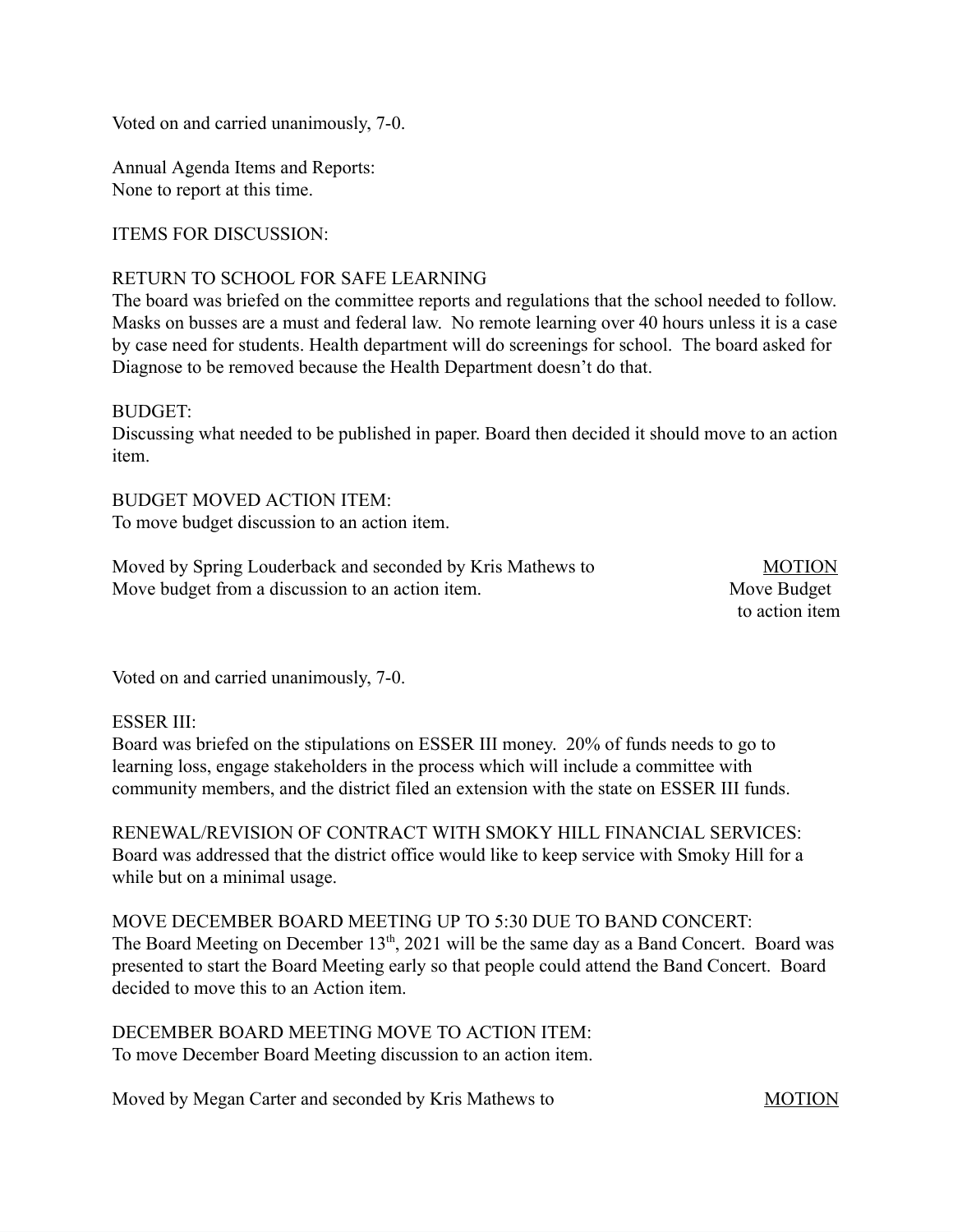Voted on and carried unanimously, 7-0.

Annual Agenda Items and Reports:
None to report at this time.

ITEMS FOR DISCUSSION:

RETURN TO SCHOOL FOR SAFE LEARNING
The board was briefed on the committee reports and regulations that the school needed to follow. Masks on busses are a must and federal law. No remote learning over 40 hours unless it is a case by case need for students. Health department will do screenings for school. The board asked for Diagnose to be removed because the Health Department doesn't do that.

BUDGET:
Discussing what needed to be published in paper. Board then decided it should move to an action item.

BUDGET MOVED ACTION ITEM:
To move budget discussion to an action item.

Moved by Spring Louderback and seconded by Kris Mathews to Move budget from a discussion to an action item.

MOTION
Move Budget to action item

Voted on and carried unanimously, 7-0.

ESSER III:
Board was briefed on the stipulations on ESSER III money. 20% of funds needs to go to learning loss, engage stakeholders in the process which will include a committee with community members, and the district filed an extension with the state on ESSER III funds.

RENEWAL/REVISION OF CONTRACT WITH SMOKY HILL FINANCIAL SERVICES:
Board was addressed that the district office would like to keep service with Smoky Hill for a while but on a minimal usage.

MOVE DECEMBER BOARD MEETING UP TO 5:30 DUE TO BAND CONCERT:
The Board Meeting on December 13th, 2021 will be the same day as a Band Concert. Board was presented to start the Board Meeting early so that people could attend the Band Concert. Board decided to move this to an Action item.

DECEMBER BOARD MEETING MOVE TO ACTION ITEM:
To move December Board Meeting discussion to an action item.

Moved by Megan Carter and seconded by Kris Mathews to

MOTION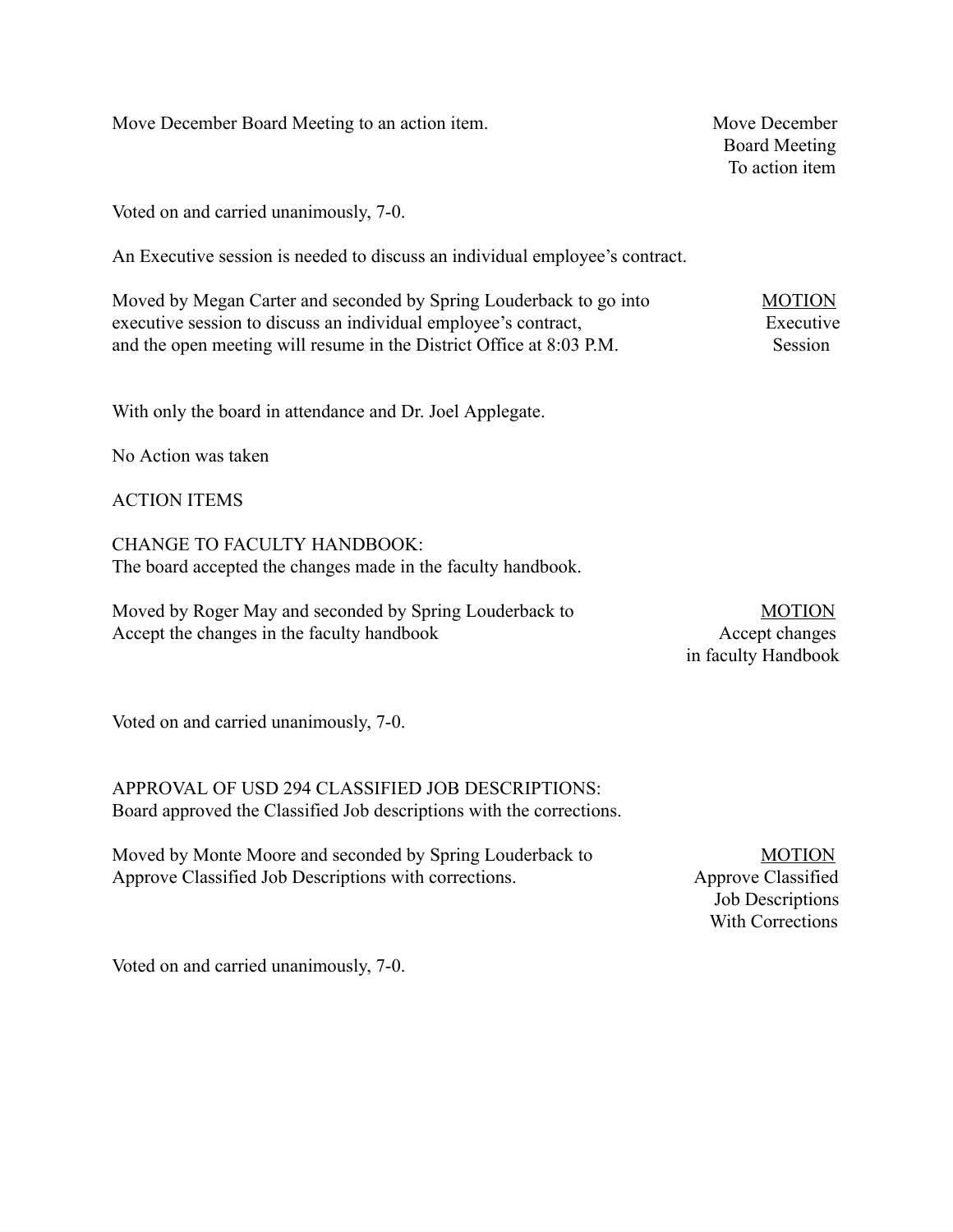Move December Board Meeting to an action item.

Move December Board Meeting To action item

Voted on and carried unanimously, 7-0.

An Executive session is needed to discuss an individual employee's contract.

Moved by Megan Carter and seconded by Spring Louderback to go into executive session to discuss an individual employee's contract, and the open meeting will resume in the District Office at 8:03 P.M.

MOTION Executive Session

With only the board in attendance and Dr. Joel Applegate.

No Action was taken

ACTION ITEMS

CHANGE TO FACULTY HANDBOOK:
The board accepted the changes made in the faculty handbook.

Moved by Roger May and seconded by Spring Louderback to Accept the changes in the faculty handbook

MOTION Accept changes in faculty Handbook

Voted on and carried unanimously, 7-0.

APPROVAL OF USD 294 CLASSIFIED JOB DESCRIPTIONS:
Board approved the Classified Job descriptions with the corrections.

Moved by Monte Moore and seconded by Spring Louderback to Approve Classified Job Descriptions with corrections.

MOTION Approve Classified Job Descriptions With Corrections

Voted on and carried unanimously, 7-0.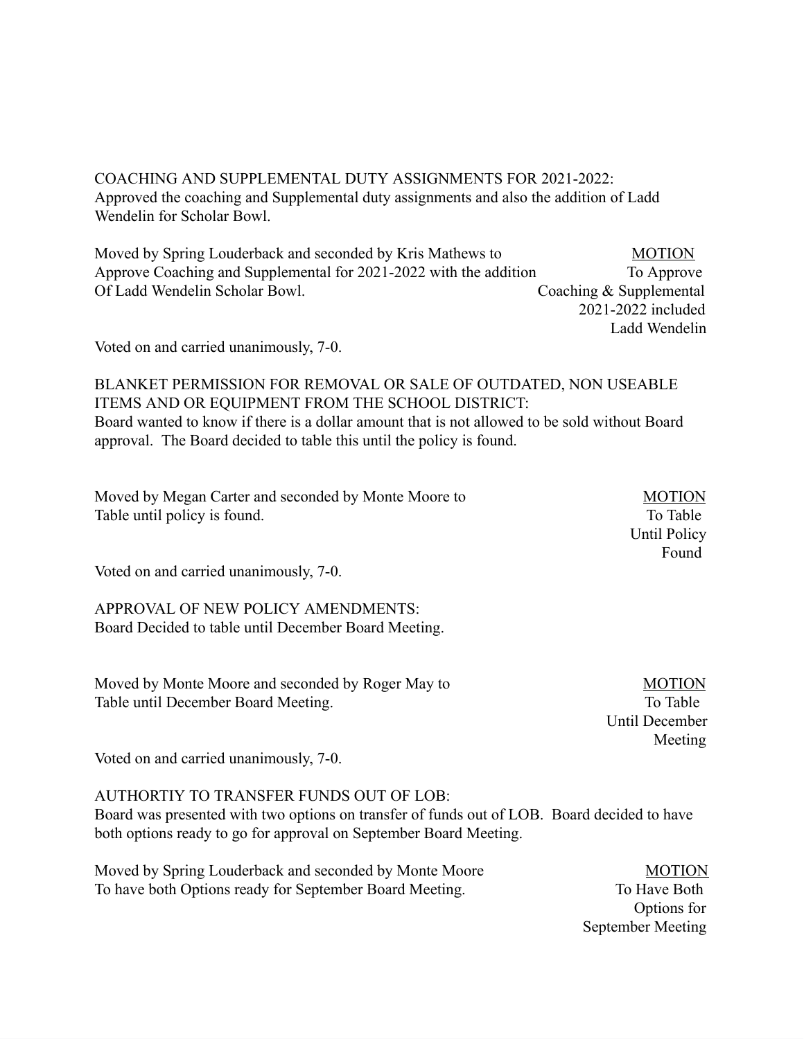COACHING AND SUPPLEMENTAL DUTY ASSIGNMENTS FOR 2021-2022:
Approved the coaching and Supplemental duty assignments and also the addition of Ladd Wendelin for Scholar Bowl.

Moved by Spring Louderback and seconded by Kris Mathews to Approve Coaching and Supplemental for 2021-2022 with the addition Of Ladd Wendelin Scholar Bowl.

MOTION
To Approve Coaching & Supplemental 2021-2022 included Ladd Wendelin

Voted on and carried unanimously, 7-0.

BLANKET PERMISSION FOR REMOVAL OR SALE OF OUTDATED, NON USEABLE ITEMS AND OR EQUIPMENT FROM THE SCHOOL DISTRICT:
Board wanted to know if there is a dollar amount that is not allowed to be sold without Board approval. The Board decided to table this until the policy is found.

Moved by Megan Carter and seconded by Monte Moore to Table until policy is found.

MOTION
To Table Until Policy Found

Voted on and carried unanimously, 7-0.

APPROVAL OF NEW POLICY AMENDMENTS:
Board Decided to table until December Board Meeting.

Moved by Monte Moore and seconded by Roger May to Table until December Board Meeting.

MOTION
To Table Until December Meeting

Voted on and carried unanimously, 7-0.

AUTHORTIY TO TRANSFER FUNDS OUT OF LOB:
Board was presented with two options on transfer of funds out of LOB. Board decided to have both options ready to go for approval on September Board Meeting.

Moved by Spring Louderback and seconded by Monte Moore To have both Options ready for September Board Meeting.

MOTION
To Have Both Options for September Meeting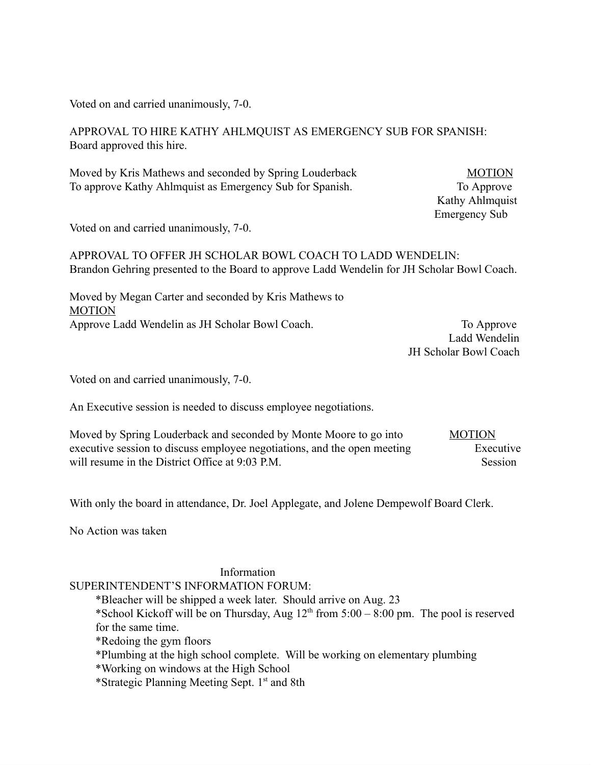Voted on and carried unanimously, 7-0.

APPROVAL TO HIRE KATHY AHLMQUIST AS EMERGENCY SUB FOR SPANISH:
Board approved this hire.

Moved by Kris Mathews and seconded by Spring Louderback
To approve Kathy Ahlmquist as Emergency Sub for Spanish.

MOTION
To Approve
Kathy Ahlmquist
Emergency Sub

Voted on and carried unanimously, 7-0.

APPROVAL TO OFFER JH SCHOLAR BOWL COACH TO LADD WENDELIN:
Brandon Gehring presented to the Board to approve Ladd Wendelin for JH Scholar Bowl Coach.

Moved by Megan Carter and seconded by Kris Mathews to
MOTION
Approve Ladd Wendelin as JH Scholar Bowl Coach.

To Approve
Ladd Wendelin
JH Scholar Bowl Coach

Voted on and carried unanimously, 7-0.

An Executive session is needed to discuss employee negotiations.

Moved by Spring Louderback and seconded by Monte Moore to go into executive session to discuss employee negotiations, and the open meeting will resume in the District Office at 9:03 P.M.

MOTION
Executive
Session

With only the board in attendance, Dr. Joel Applegate, and Jolene Dempewolf Board Clerk.

No Action was taken

Information

SUPERINTENDENT'S INFORMATION FORUM:

*Bleacher will be shipped a week later.  Should arrive on Aug. 23
*School Kickoff will be on Thursday, Aug 12th from 5:00 – 8:00 pm.  The pool is reserved for the same time.
*Redoing the gym floors
*Plumbing at the high school complete.  Will be working on elementary plumbing
*Working on windows at the High School
*Strategic Planning Meeting Sept. 1st and 8th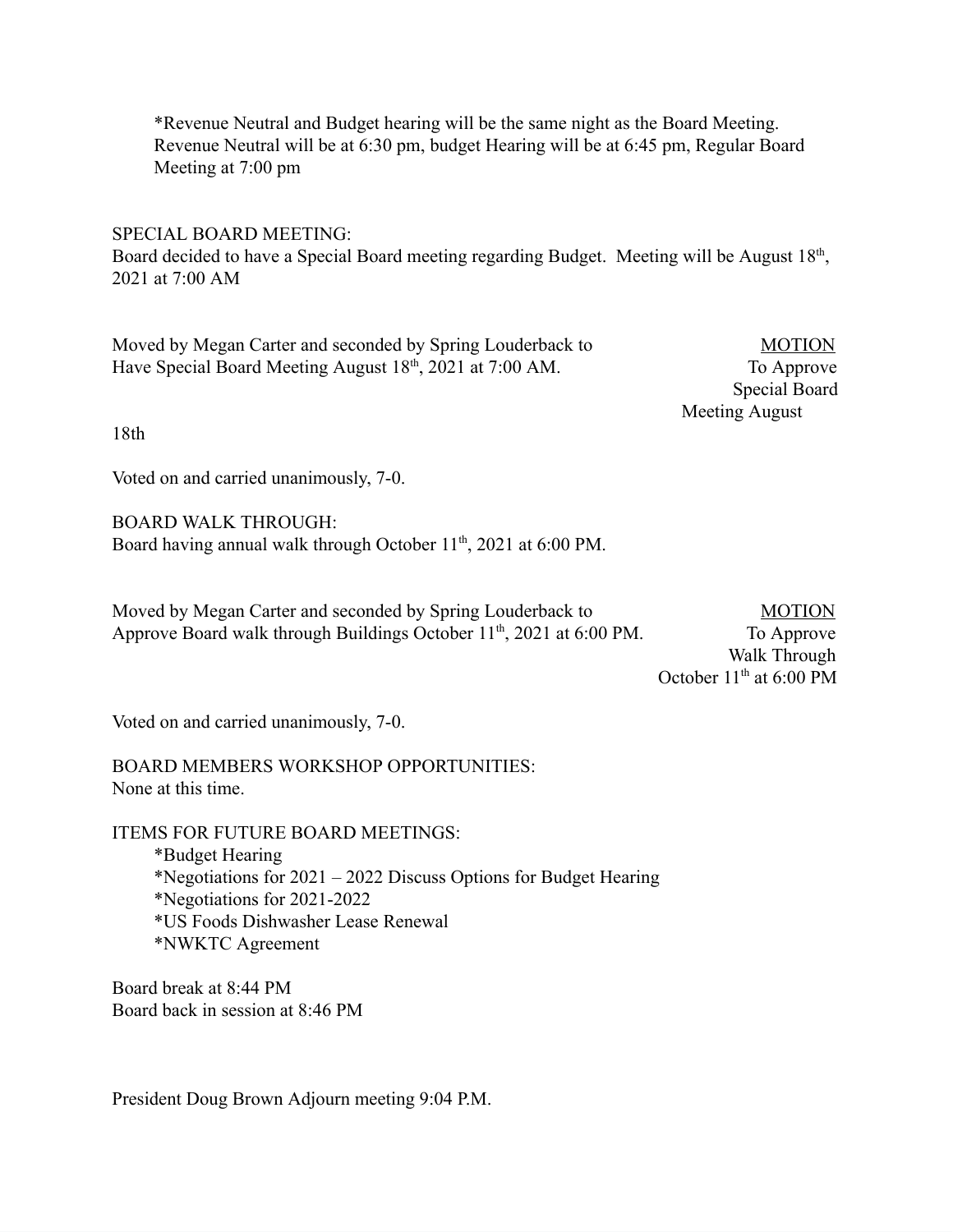*Revenue Neutral and Budget hearing will be the same night as the Board Meeting. Revenue Neutral will be at 6:30 pm, budget Hearing will be at 6:45 pm, Regular Board Meeting at 7:00 pm

SPECIAL BOARD MEETING:
Board decided to have a Special Board meeting regarding Budget. Meeting will be August 18th, 2021 at 7:00 AM

Moved by Megan Carter and seconded by Spring Louderback to Have Special Board Meeting August 18th, 2021 at 7:00 AM.

<u>MOTION</u>
To Approve Special Board Meeting August 18th

Voted on and carried unanimously, 7-0.

BOARD WALK THROUGH:
Board having annual walk through October 11th, 2021 at 6:00 PM.

Moved by Megan Carter and seconded by Spring Louderback to Approve Board walk through Buildings October 11th, 2021 at 6:00 PM.

<u>MOTION</u>
To Approve Walk Through October 11th at 6:00 PM

Voted on and carried unanimously, 7-0.

BOARD MEMBERS WORKSHOP OPPORTUNITIES:
None at this time.

ITEMS FOR FUTURE BOARD MEETINGS:

*Budget Hearing
*Negotiations for 2021 – 2022 Discuss Options for Budget Hearing
*Negotiations for 2021-2022
*US Foods Dishwasher Lease Renewal
*NWKTC Agreement

Board break at 8:44 PM
Board back in session at 8:46 PM

President Doug Brown Adjourn meeting 9:04 P.M.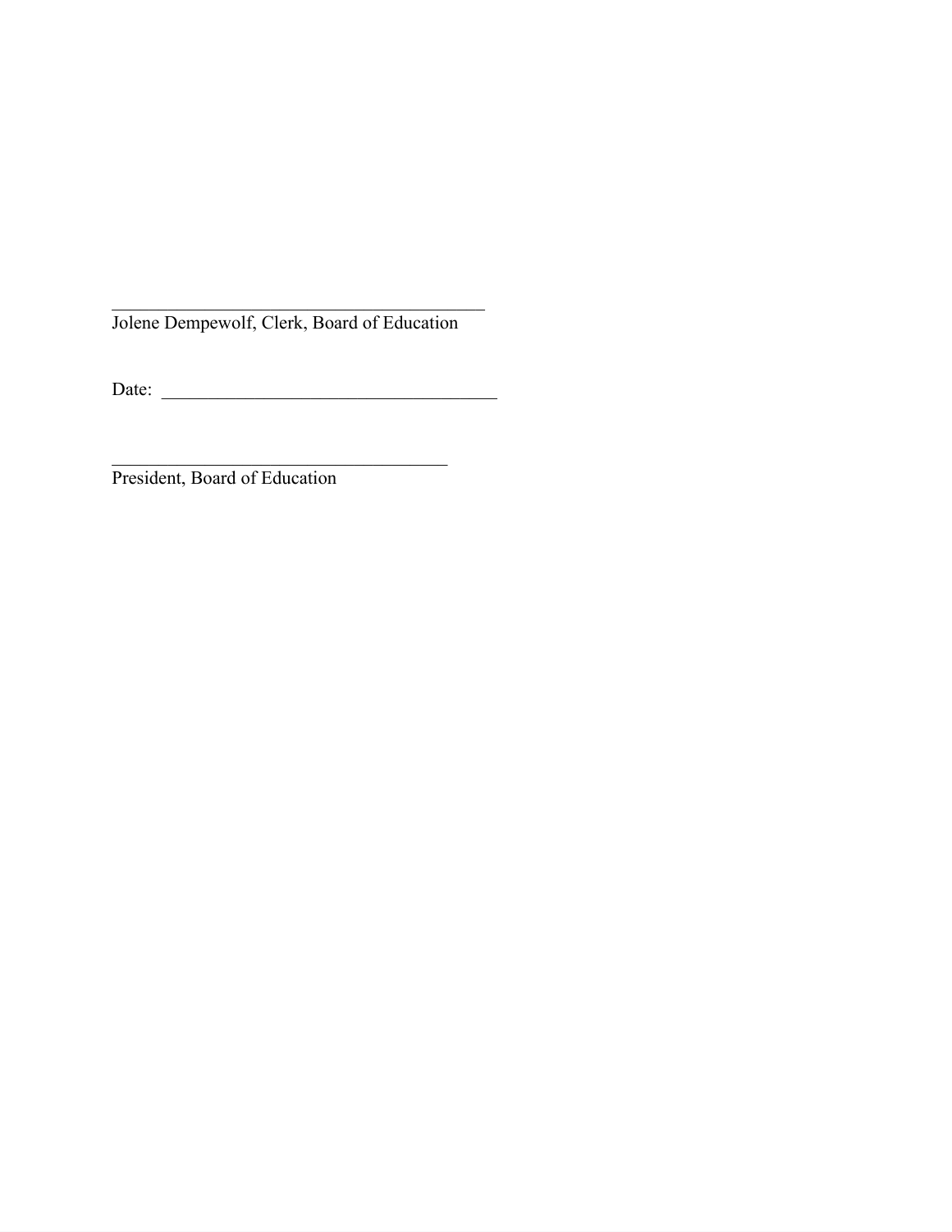______________________________________  
Jolene Dempewolf, Clerk, Board of Education

Date: ___________________________________

__________________________________  
President, Board of Education